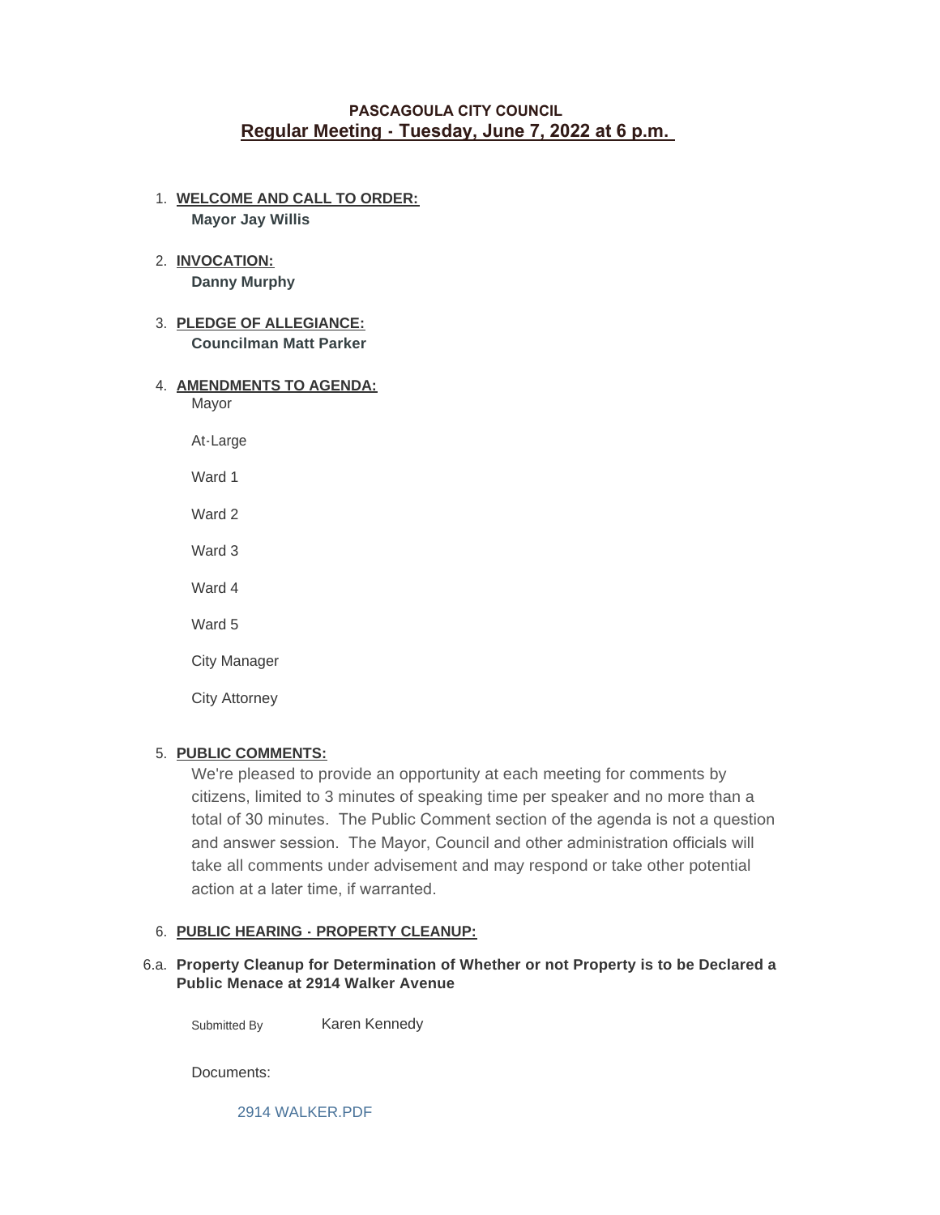# PASCAGOULA CITY COUNCIL

## Regular Meeting - Tuesday, June 7, 2022 at 6 p.m.

1. **WELCOME AND CALL TO ORDER:**
   **Mayor Jay Willis**

2. **INVOCATION:**
   **Danny Murphy**

3. **PLEDGE OF ALLEGIANCE:**
   **Councilman Matt Parker**

4. **AMENDMENTS TO AGENDA:**
   Mayor

   At-Large

   Ward 1

   Ward 2

   Ward 3

   Ward 4

   Ward 5

   City Manager

   City Attorney

5. **PUBLIC COMMENTS:**
   We're pleased to provide an opportunity at each meeting for comments by citizens, limited to 3 minutes of speaking time per speaker and no more than a total of 30 minutes. The Public Comment section of the agenda is not a question and answer session. The Mayor, Council and other administration officials will take all comments under advisement and may respond or take other potential action at a later time, if warranted.

6. **PUBLIC HEARING - PROPERTY CLEANUP:**

6.a. **Property Cleanup for Determination of Whether or not Property is to be Declared a Public Menace at 2914 Walker Avenue**

Submitted By Karen Kennedy

Documents:

2914 WALKER.PDF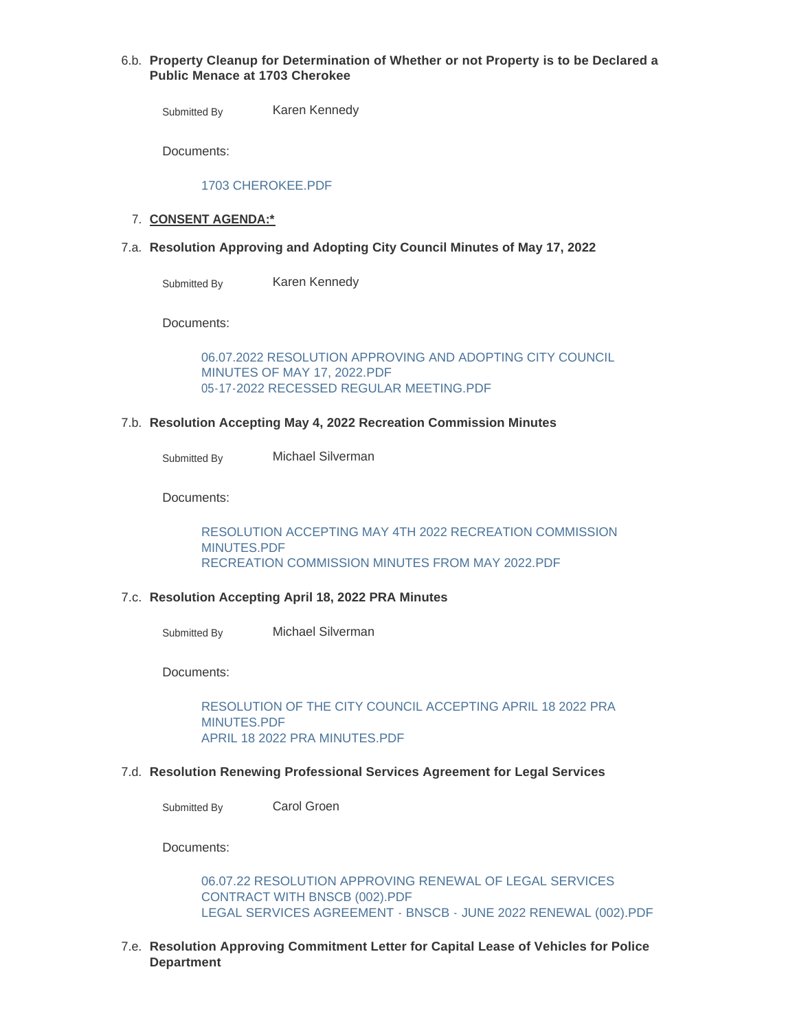6.b. **Property Cleanup for Determination of Whether or not Property is to be Declared a Public Menace at 1703 Cherokee**

Submitted By Karen Kennedy

Documents:

1703 CHEROKEE.PDF

7. **CONSENT AGENDA:***

7.a. **Resolution Approving and Adopting City Council Minutes of May 17, 2022**

Submitted By Karen Kennedy

Documents:

06.07.2022 RESOLUTION APPROVING AND ADOPTING CITY COUNCIL MINUTES OF MAY 17, 2022.PDF
05-17-2022 RECESSED REGULAR MEETING.PDF

7.b. **Resolution Accepting May 4, 2022 Recreation Commission Minutes**

Submitted By Michael Silverman

Documents:

RESOLUTION ACCEPTING MAY 4TH 2022 RECREATION COMMISSION MINUTES.PDF
RECREATION COMMISSION MINUTES FROM MAY 2022.PDF

7.c. **Resolution Accepting April 18, 2022 PRA Minutes**

Submitted By Michael Silverman

Documents:

RESOLUTION OF THE CITY COUNCIL ACCEPTING APRIL 18 2022 PRA MINUTES.PDF
APRIL 18 2022 PRA MINUTES.PDF

7.d. **Resolution Renewing Professional Services Agreement for Legal Services**

Submitted By Carol Groen

Documents:

06.07.22 RESOLUTION APPROVING RENEWAL OF LEGAL SERVICES CONTRACT WITH BNSCB (002).PDF
LEGAL SERVICES AGREEMENT - BNSCB - JUNE 2022 RENEWAL (002).PDF

7.e. **Resolution Approving Commitment Letter for Capital Lease of Vehicles for Police Department**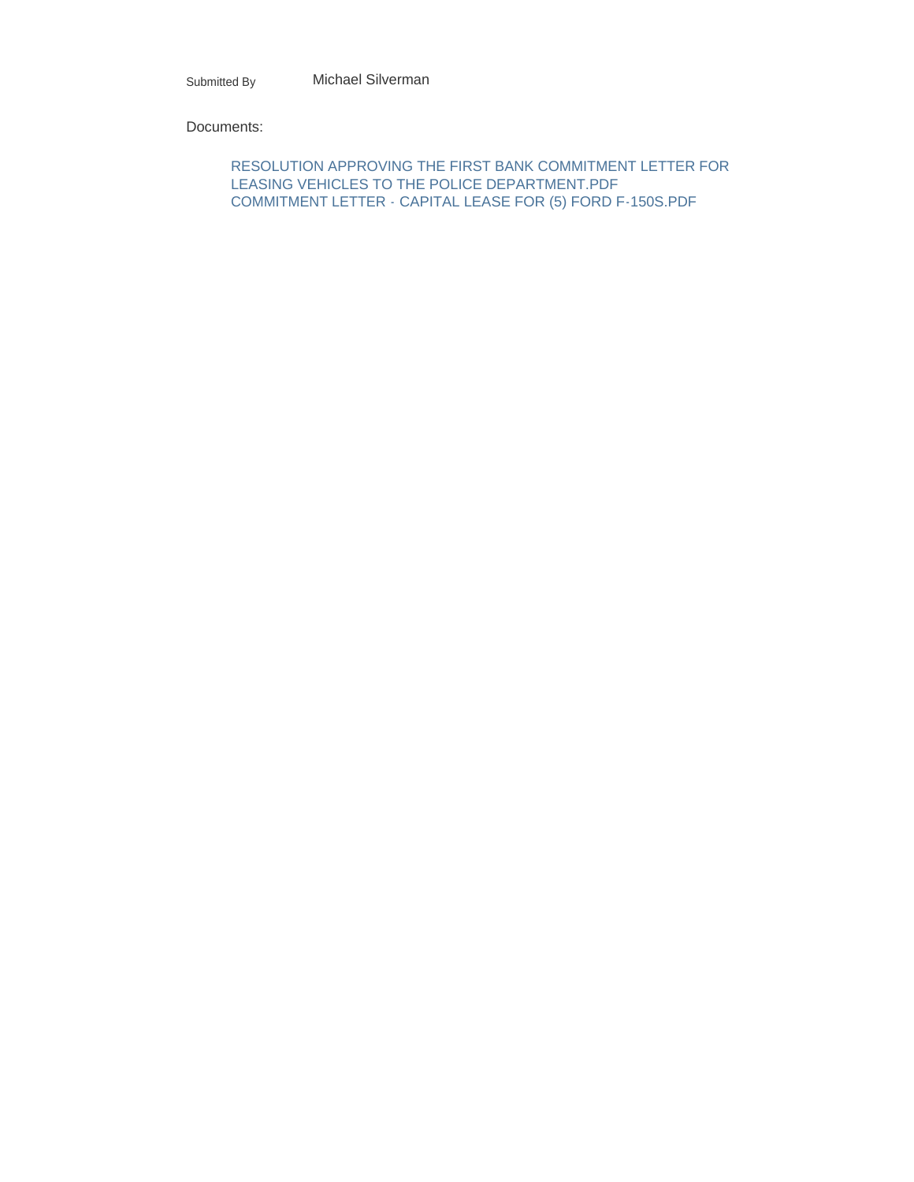Submitted By Michael Silverman

Documents:

- RESOLUTION APPROVING THE FIRST BANK COMMITMENT LETTER FOR LEASING VEHICLES TO THE POLICE DEPARTMENT.PDF
- COMMITMENT LETTER - CAPITAL LEASE FOR (5) FORD F-150S.PDF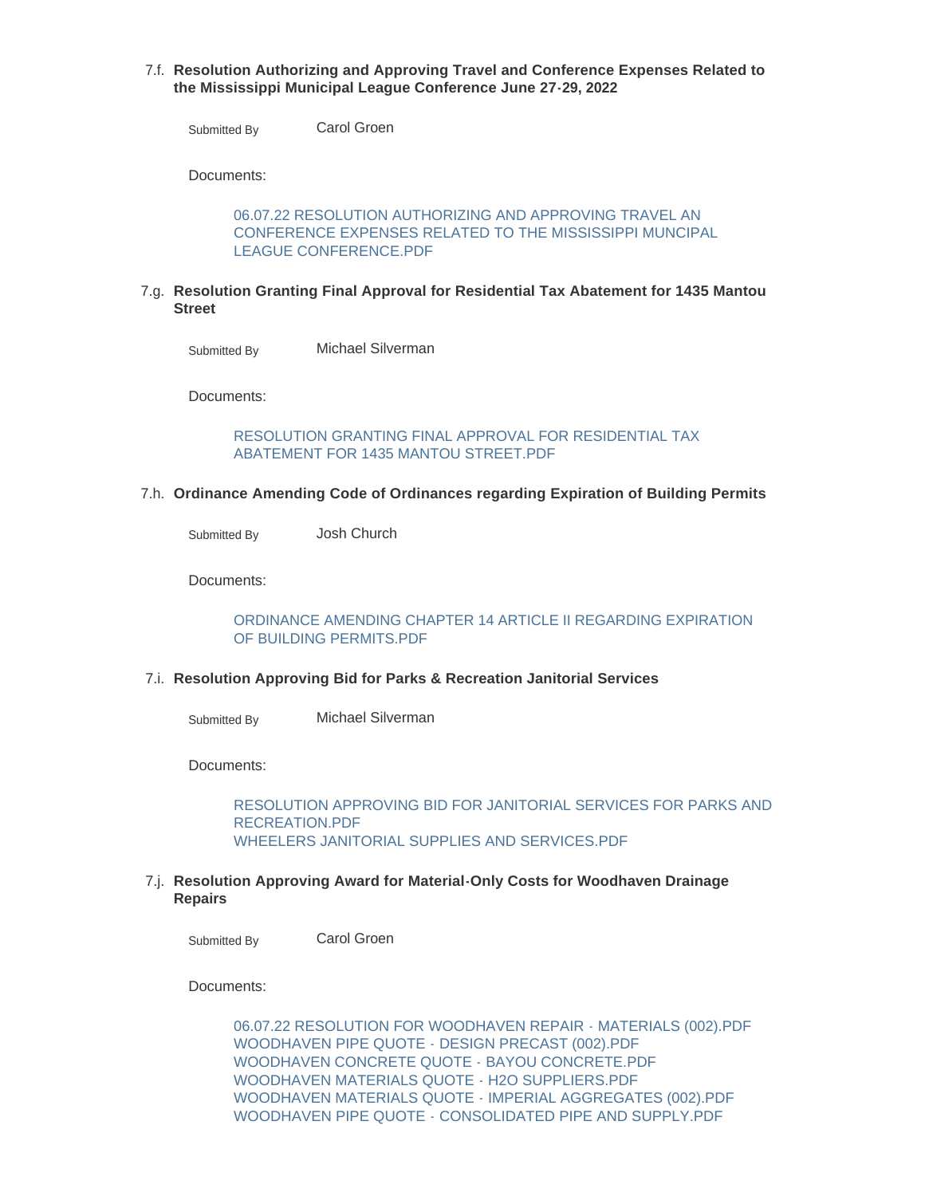7.f. **Resolution Authorizing and Approving Travel and Conference Expenses Related to the Mississippi Municipal League Conference June 27-29, 2022**

Submitted By Carol Groen

Documents:

06.07.22 RESOLUTION AUTHORIZING AND APPROVING TRAVEL AN CONFERENCE EXPENSES RELATED TO THE MISSISSIPPI MUNCIPAL LEAGUE CONFERENCE.PDF

7.g. **Resolution Granting Final Approval for Residential Tax Abatement for 1435 Mantou Street**

Submitted By Michael Silverman

Documents:

RESOLUTION GRANTING FINAL APPROVAL FOR RESIDENTIAL TAX ABATEMENT FOR 1435 MANTOU STREET.PDF

7.h. **Ordinance Amending Code of Ordinances regarding Expiration of Building Permits**

Submitted By Josh Church

Documents:

ORDINANCE AMENDING CHAPTER 14 ARTICLE II REGARDING EXPIRATION OF BUILDING PERMITS.PDF

7.i. **Resolution Approving Bid for Parks & Recreation Janitorial Services**

Submitted By Michael Silverman

Documents:

RESOLUTION APPROVING BID FOR JANITORIAL SERVICES FOR PARKS AND RECREATION.PDF
WHEELERS JANITORIAL SUPPLIES AND SERVICES.PDF

7.j. **Resolution Approving Award for Material-Only Costs for Woodhaven Drainage Repairs**

Submitted By Carol Groen

Documents:

06.07.22 RESOLUTION FOR WOODHAVEN REPAIR - MATERIALS (002).PDF
WOODHAVEN PIPE QUOTE - DESIGN PRECAST (002).PDF
WOODHAVEN CONCRETE QUOTE - BAYOU CONCRETE.PDF
WOODHAVEN MATERIALS QUOTE - H2O SUPPLIERS.PDF
WOODHAVEN MATERIALS QUOTE - IMPERIAL AGGREGATES (002).PDF
WOODHAVEN PIPE QUOTE - CONSOLIDATED PIPE AND SUPPLY.PDF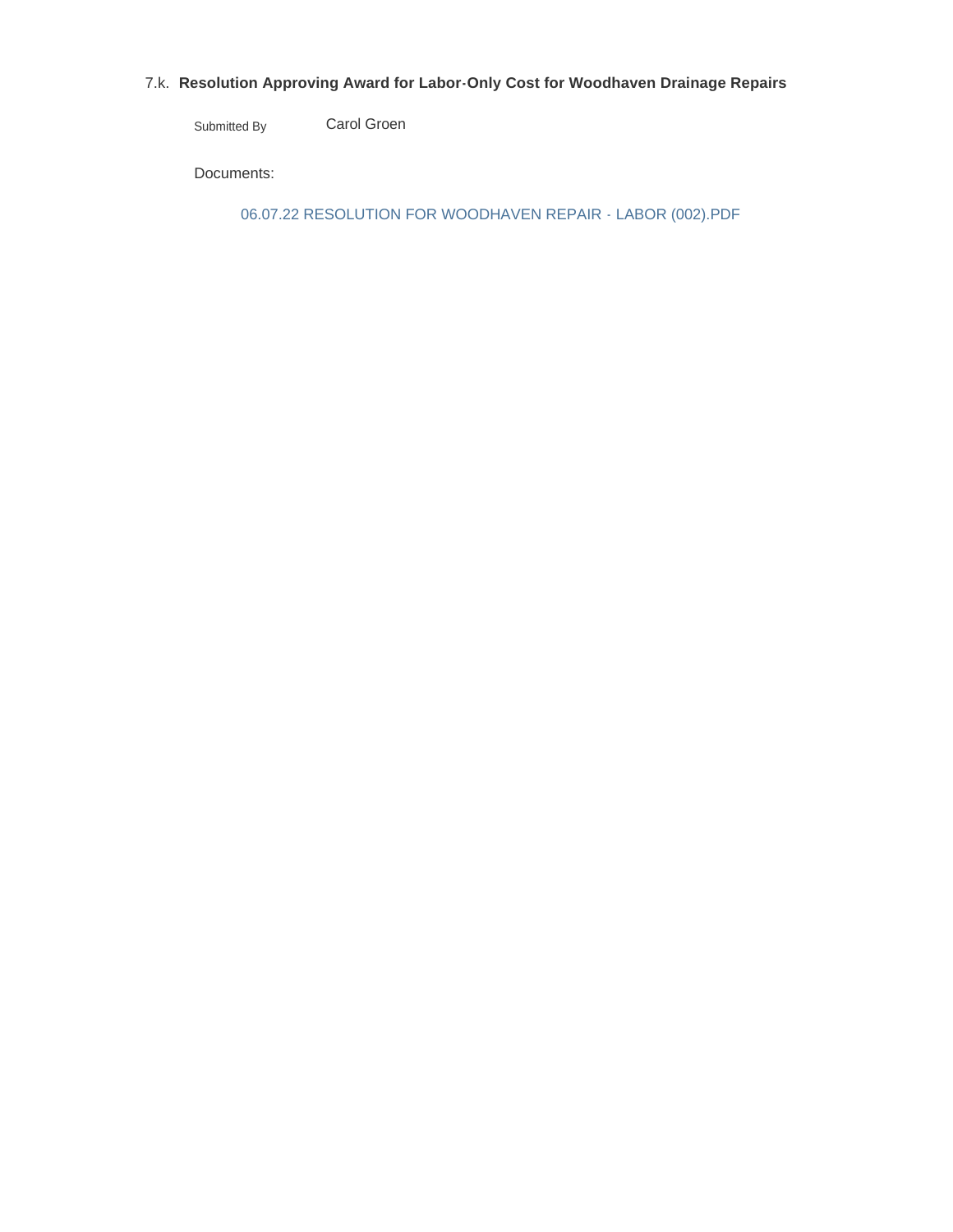### 7.k. **Resolution Approving Award for Labor-Only Cost for Woodhaven Drainage Repairs**

Submitted By Carol Groen

Documents:

06.07.22 RESOLUTION FOR WOODHAVEN REPAIR - LABOR (002).PDF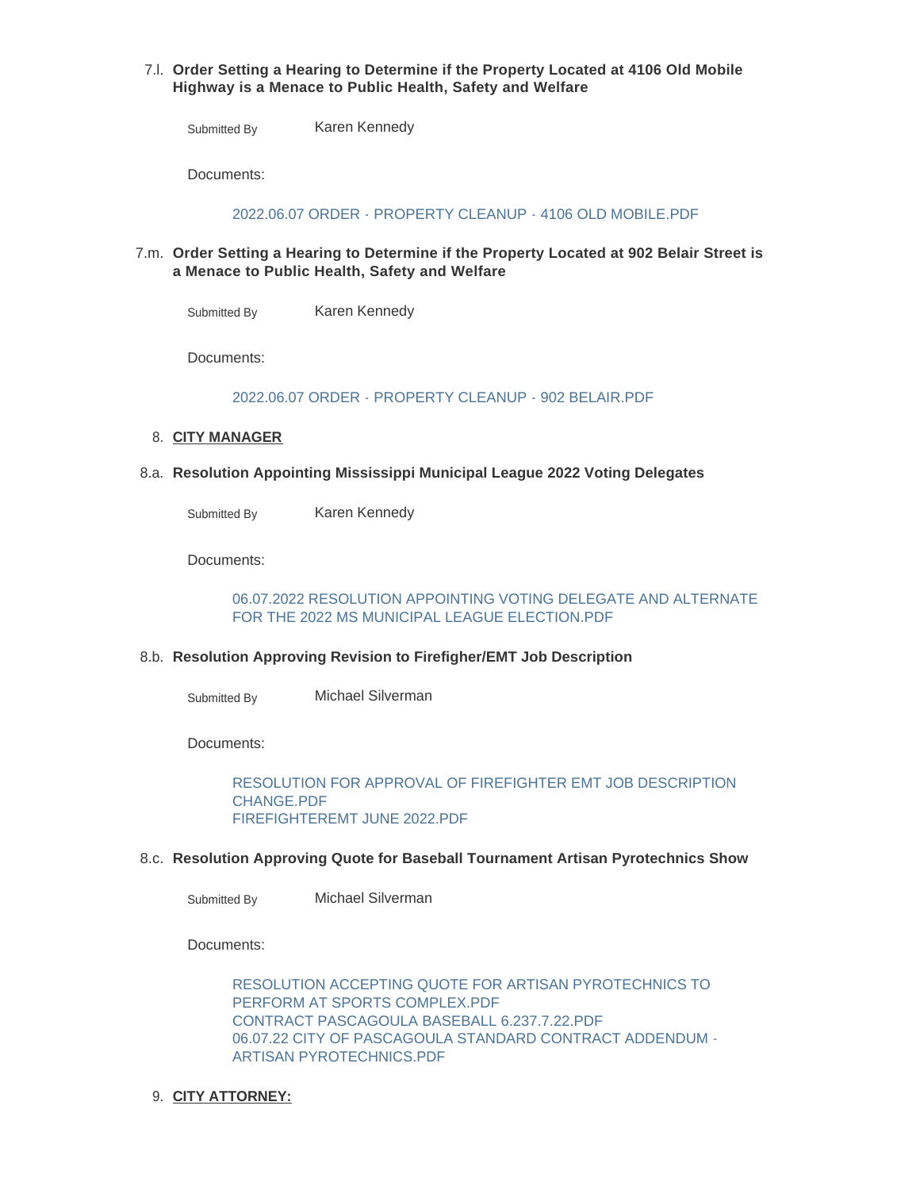7.l. **Order Setting a Hearing to Determine if the Property Located at 4106 Old Mobile Highway is a Menace to Public Health, Safety and Welfare**

Submitted By Karen Kennedy

Documents:

2022.06.07 ORDER - PROPERTY CLEANUP - 4106 OLD MOBILE.PDF

7.m. **Order Setting a Hearing to Determine if the Property Located at 902 Belair Street is a Menace to Public Health, Safety and Welfare**

Submitted By Karen Kennedy

Documents:

2022.06.07 ORDER - PROPERTY CLEANUP - 902 BELAIR.PDF

8. **CITY MANAGER**

8.a. **Resolution Appointing Mississippi Municipal League 2022 Voting Delegates**

Submitted By Karen Kennedy

Documents:

06.07.2022 RESOLUTION APPOINTING VOTING DELEGATE AND ALTERNATE FOR THE 2022 MS MUNICIPAL LEAGUE ELECTION.PDF

8.b. **Resolution Approving Revision to Firefigher/EMT Job Description**

Submitted By Michael Silverman

Documents:

RESOLUTION FOR APPROVAL OF FIREFIGHTER EMT JOB DESCRIPTION CHANGE.PDF
FIREFIGHTEREMT JUNE 2022.PDF

8.c. **Resolution Approving Quote for Baseball Tournament Artisan Pyrotechnics Show**

Submitted By Michael Silverman

Documents:

RESOLUTION ACCEPTING QUOTE FOR ARTISAN PYROTECHNICS TO PERFORM AT SPORTS COMPLEX.PDF
CONTRACT PASCAGOULA BASEBALL 6.237.7.22.PDF
06.07.22 CITY OF PASCAGOULA STANDARD CONTRACT ADDENDUM - ARTISAN PYROTECHNICS.PDF

9. **CITY ATTORNEY:**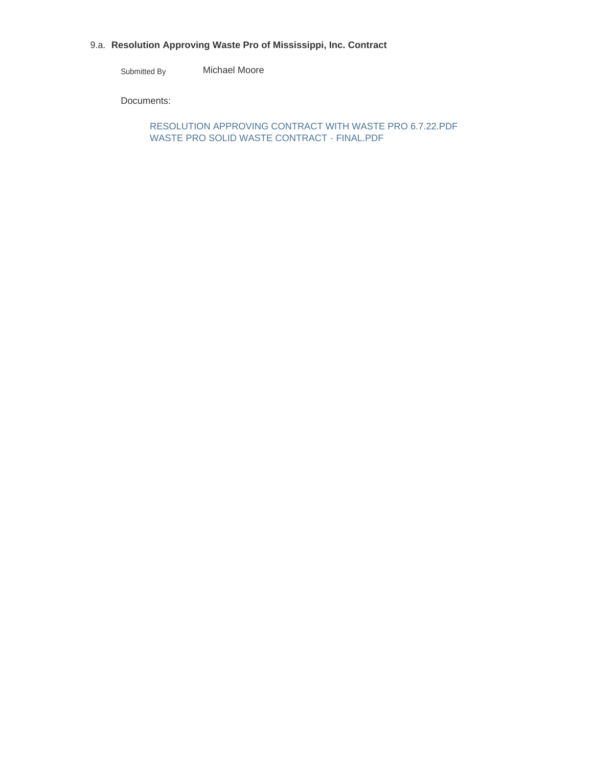### 9.a. Resolution Approving Waste Pro of Mississippi, Inc. Contract

Submitted By Michael Moore

Documents:

RESOLUTION APPROVING CONTRACT WITH WASTE PRO 6.7.22.PDF
WASTE PRO SOLID WASTE CONTRACT - FINAL.PDF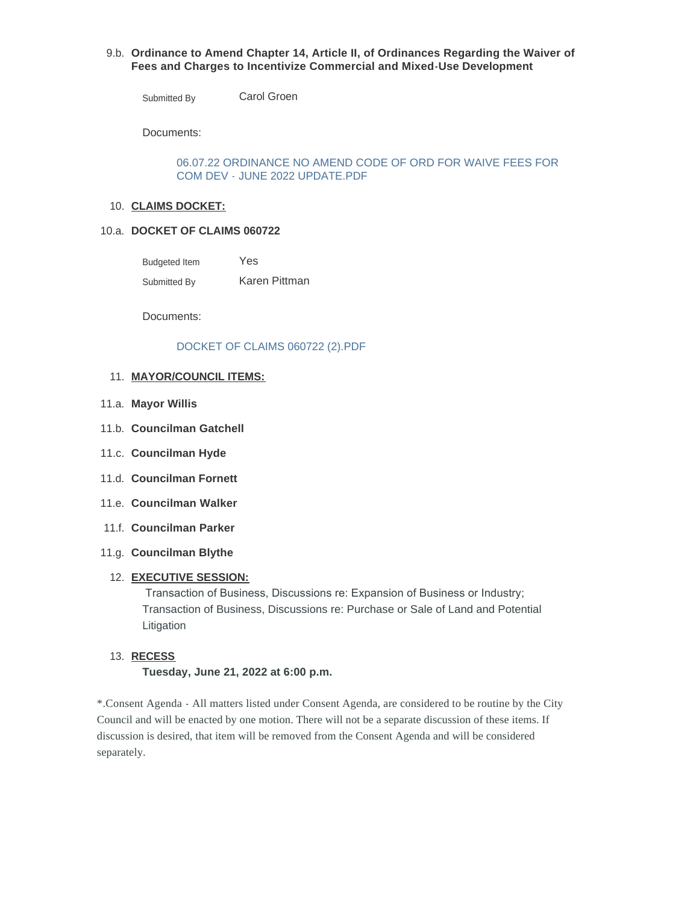9.b. **Ordinance to Amend Chapter 14, Article II, of Ordinances Regarding the Waiver of Fees and Charges to Incentivize Commercial and Mixed-Use Development**

Submitted By Carol Groen

Documents:

06.07.22 ORDINANCE NO AMEND CODE OF ORD FOR WAIVE FEES FOR COM DEV - JUNE 2022 UPDATE.PDF

10. **CLAIMS DOCKET:**

10.a. **DOCKET OF CLAIMS 060722**

Budgeted Item Yes

Submitted By Karen Pittman

Documents:

DOCKET OF CLAIMS 060722 (2).PDF

11. **MAYOR/COUNCIL ITEMS:**

11.a. **Mayor Willis**

11.b. **Councilman Gatchell**

11.c. **Councilman Hyde**

11.d. **Councilman Fornett**

11.e. **Councilman Walker**

11.f. **Councilman Parker**

11.g. **Councilman Blythe**

12. **EXECUTIVE SESSION:**

Transaction of Business, Discussions re: Expansion of Business or Industry; Transaction of Business, Discussions re: Purchase or Sale of Land and Potential Litigation

13. **RECESS**

**Tuesday, June 21, 2022 at 6:00 p.m.**

*.Consent Agenda - All matters listed under Consent Agenda, are considered to be routine by the City Council and will be enacted by one motion. There will not be a separate discussion of these items. If discussion is desired, that item will be removed from the Consent Agenda and will be considered separately.